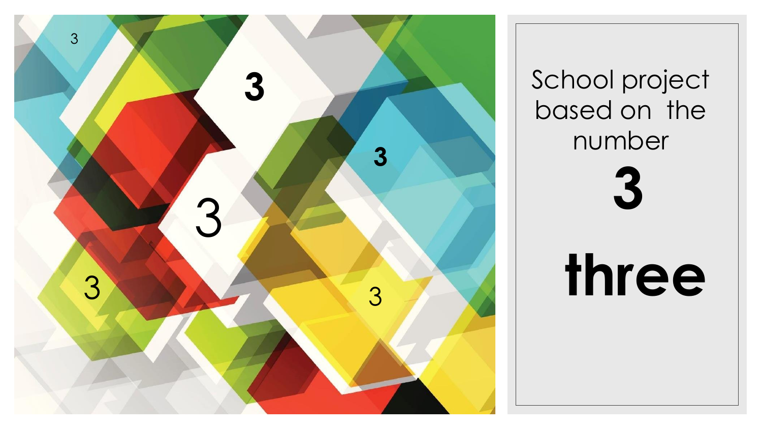3

3

3

3

3

3

# School project based on the number

# 3

# three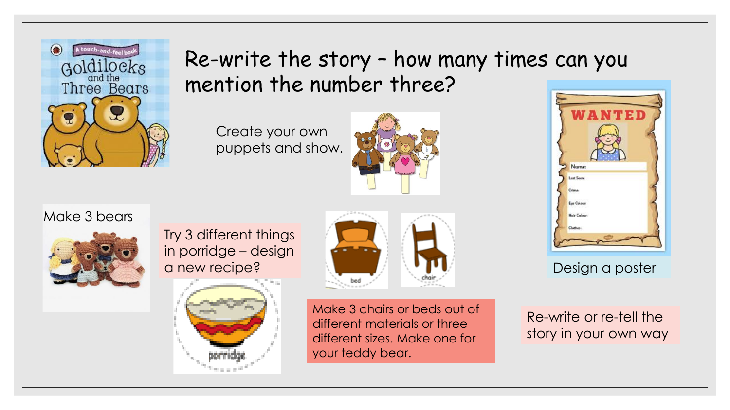# Re-write the story – how many times can you mention the number three?

Create your own puppets and show.

Make 3 bears

Try 3 different things in porridge – design a new recipe?

Make 3 chairs or beds out of different materials or three different sizes. Make one for your teddy bear.

Design a poster

Re-write or re-tell the story in your own way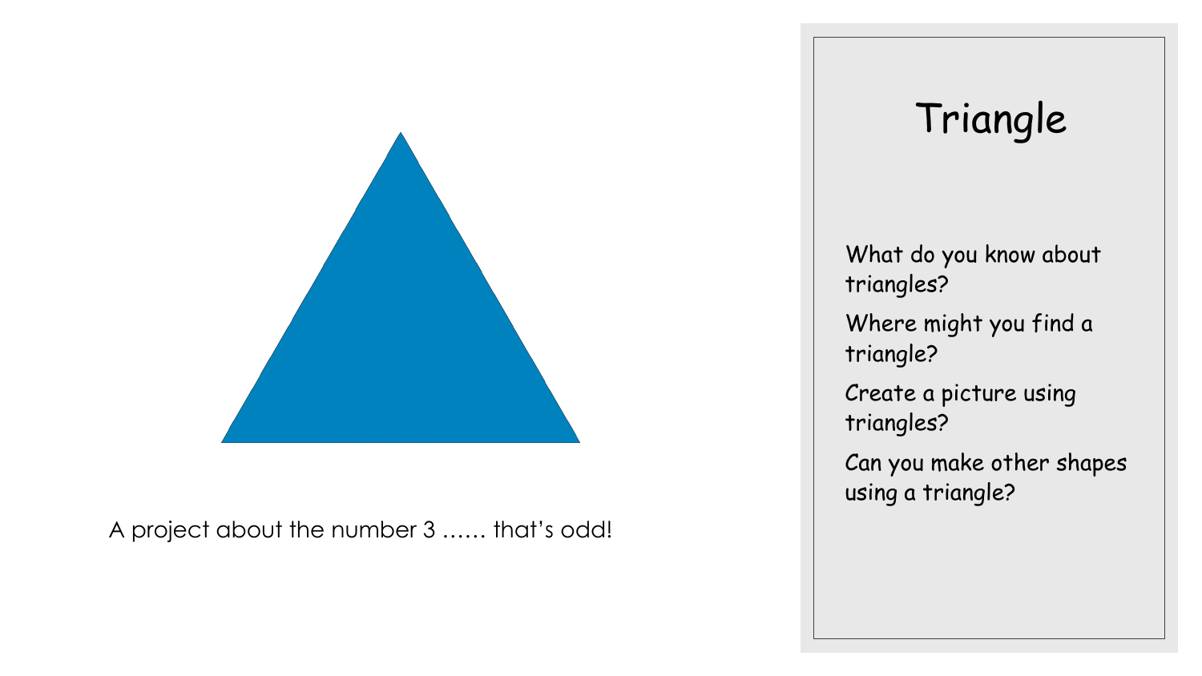A project about the number 3 …… that's odd!

# Triangle

What do you know about triangles?

Where might you find a triangle?

Create a picture using triangles?

Can you make other shapes using a triangle?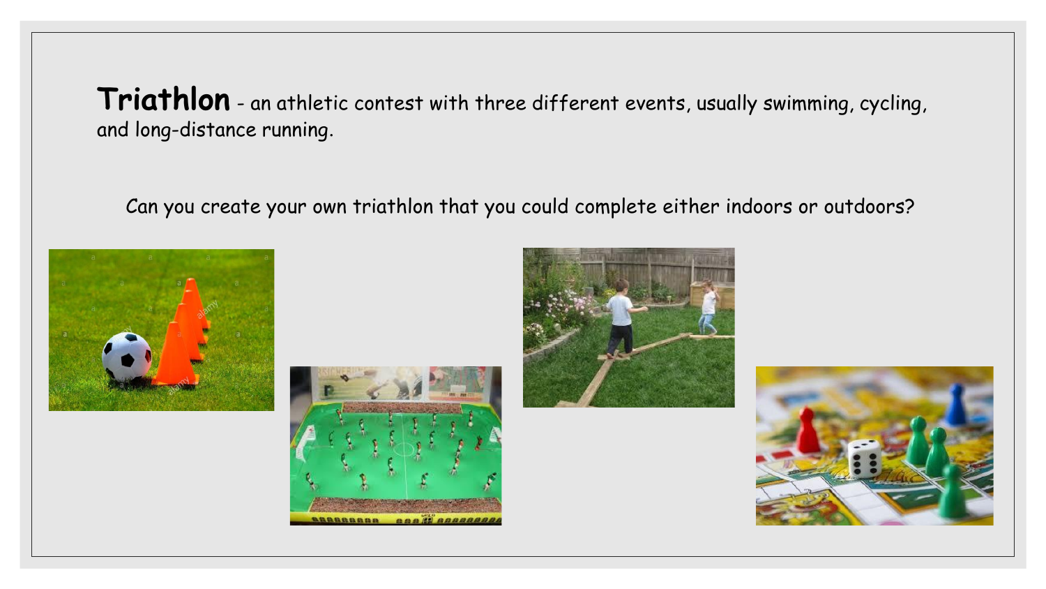**Triathlon** - an athletic contest with three different events, usually swimming, cycling, and long-distance running.

Can you create your own triathlon that you could complete either indoors or outdoors?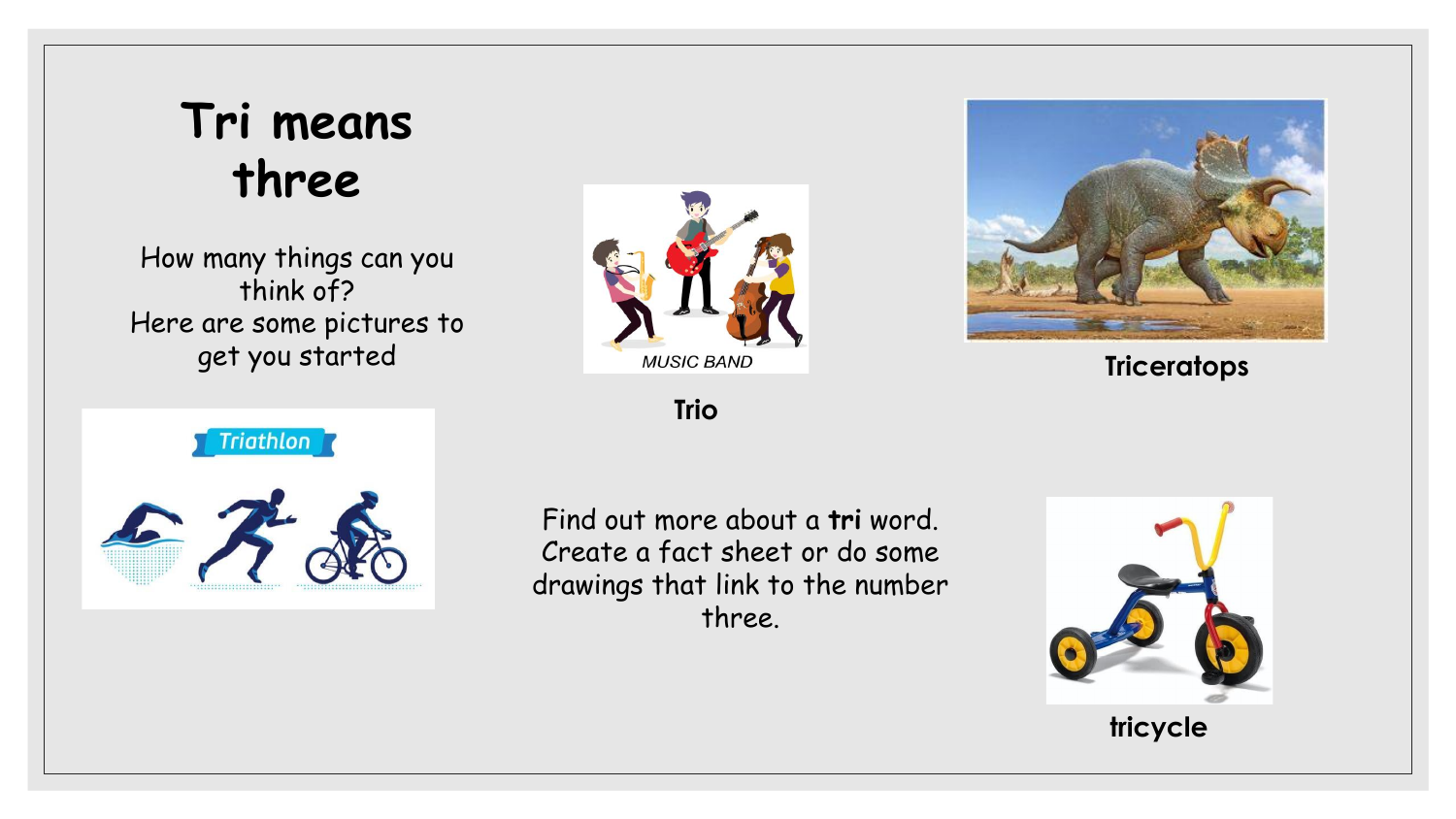# Tri means three

How many things can you think of?
Here are some pictures to get you started

Trio

Triceratops

Find out more about a **tri** word. Create a fact sheet or do some drawings that link to the number three.

tricycle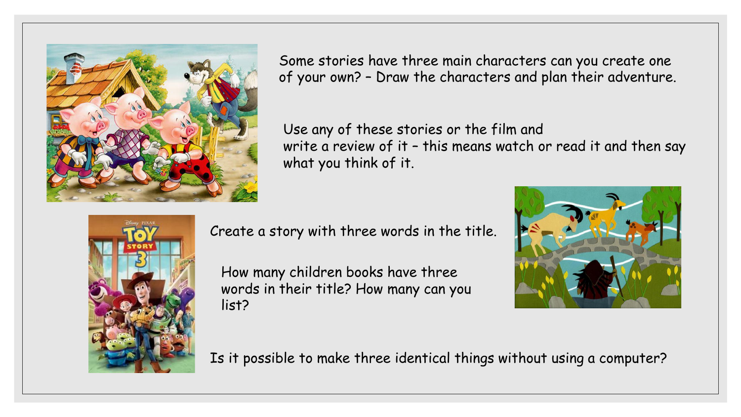Some stories have three main characters can you create one of your own? – Draw the characters and plan their adventure.

Use any of these stories or the film and write a review of it – this means watch or read it and then say what you think of it.

Create a story with three words in the title.

How many children books have three words in their title? How many can you list?

Is it possible to make three identical things without using a computer?